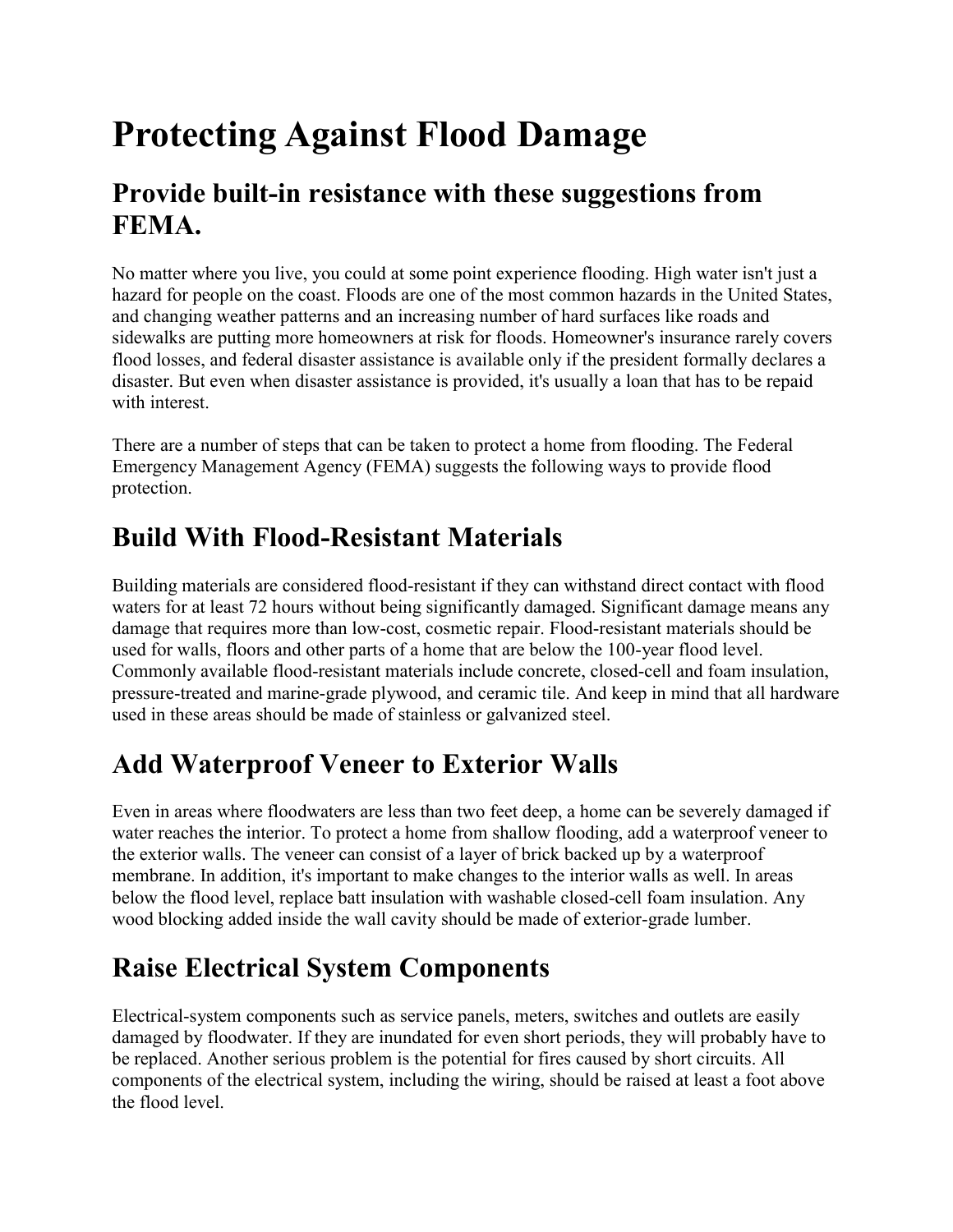# Protecting Against Flood Damage

## Provide built-in resistance with these suggestions from FEMA.

No matter where you live, you could at some point experience flooding. High water isn't just a hazard for people on the coast. Floods are one of the most common hazards in the United States, and changing weather patterns and an increasing number of hard surfaces like roads and sidewalks are putting more homeowners at risk for floods. Homeowner's insurance rarely covers flood losses, and federal disaster assistance is available only if the president formally declares a disaster. But even when disaster assistance is provided, it's usually a loan that has to be repaid with interest.

There are a number of steps that can be taken to protect a home from flooding. The Federal Emergency Management Agency (FEMA) suggests the following ways to provide flood protection.

## Build With Flood-Resistant Materials

Building materials are considered flood-resistant if they can withstand direct contact with flood waters for at least 72 hours without being significantly damaged. Significant damage means any damage that requires more than low-cost, cosmetic repair. Flood-resistant materials should be used for walls, floors and other parts of a home that are below the 100-year flood level. Commonly available flood-resistant materials include concrete, closed-cell and foam insulation, pressure-treated and marine-grade plywood, and ceramic tile. And keep in mind that all hardware used in these areas should be made of stainless or galvanized steel.

## Add Waterproof Veneer to Exterior Walls

Even in areas where floodwaters are less than two feet deep, a home can be severely damaged if water reaches the interior. To protect a home from shallow flooding, add a waterproof veneer to the exterior walls. The veneer can consist of a layer of brick backed up by a waterproof membrane. In addition, it's important to make changes to the interior walls as well. In areas below the flood level, replace batt insulation with washable closed-cell foam insulation. Any wood blocking added inside the wall cavity should be made of exterior-grade lumber.

## Raise Electrical System Components

Electrical-system components such as service panels, meters, switches and outlets are easily damaged by floodwater. If they are inundated for even short periods, they will probably have to be replaced. Another serious problem is the potential for fires caused by short circuits. All components of the electrical system, including the wiring, should be raised at least a foot above the flood level.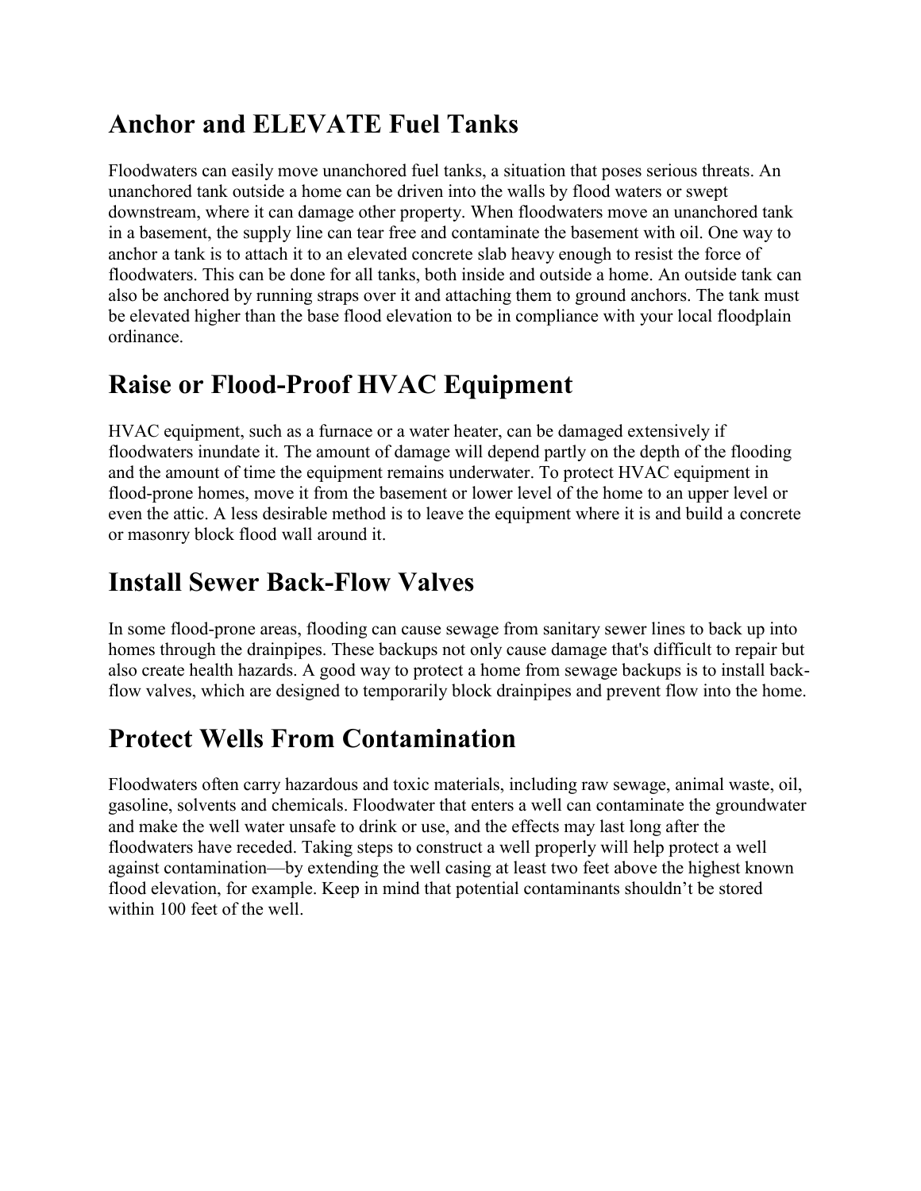## Anchor and ELEVATE Fuel Tanks

Floodwaters can easily move unanchored fuel tanks, a situation that poses serious threats. An unanchored tank outside a home can be driven into the walls by flood waters or swept downstream, where it can damage other property. When floodwaters move an unanchored tank in a basement, the supply line can tear free and contaminate the basement with oil. One way to anchor a tank is to attach it to an elevated concrete slab heavy enough to resist the force of floodwaters. This can be done for all tanks, both inside and outside a home. An outside tank can also be anchored by running straps over it and attaching them to ground anchors. The tank must be elevated higher than the base flood elevation to be in compliance with your local floodplain ordinance.

## Raise or Flood-Proof HVAC Equipment

HVAC equipment, such as a furnace or a water heater, can be damaged extensively if floodwaters inundate it. The amount of damage will depend partly on the depth of the flooding and the amount of time the equipment remains underwater. To protect HVAC equipment in flood-prone homes, move it from the basement or lower level of the home to an upper level or even the attic. A less desirable method is to leave the equipment where it is and build a concrete or masonry block flood wall around it.

## Install Sewer Back-Flow Valves

In some flood-prone areas, flooding can cause sewage from sanitary sewer lines to back up into homes through the drainpipes. These backups not only cause damage that's difficult to repair but also create health hazards. A good way to protect a home from sewage backups is to install back-flow valves, which are designed to temporarily block drainpipes and prevent flow into the home.

## Protect Wells From Contamination

Floodwaters often carry hazardous and toxic materials, including raw sewage, animal waste, oil, gasoline, solvents and chemicals. Floodwater that enters a well can contaminate the groundwater and make the well water unsafe to drink or use, and the effects may last long after the floodwaters have receded. Taking steps to construct a well properly will help protect a well against contamination—by extending the well casing at least two feet above the highest known flood elevation, for example. Keep in mind that potential contaminants shouldn't be stored within 100 feet of the well.